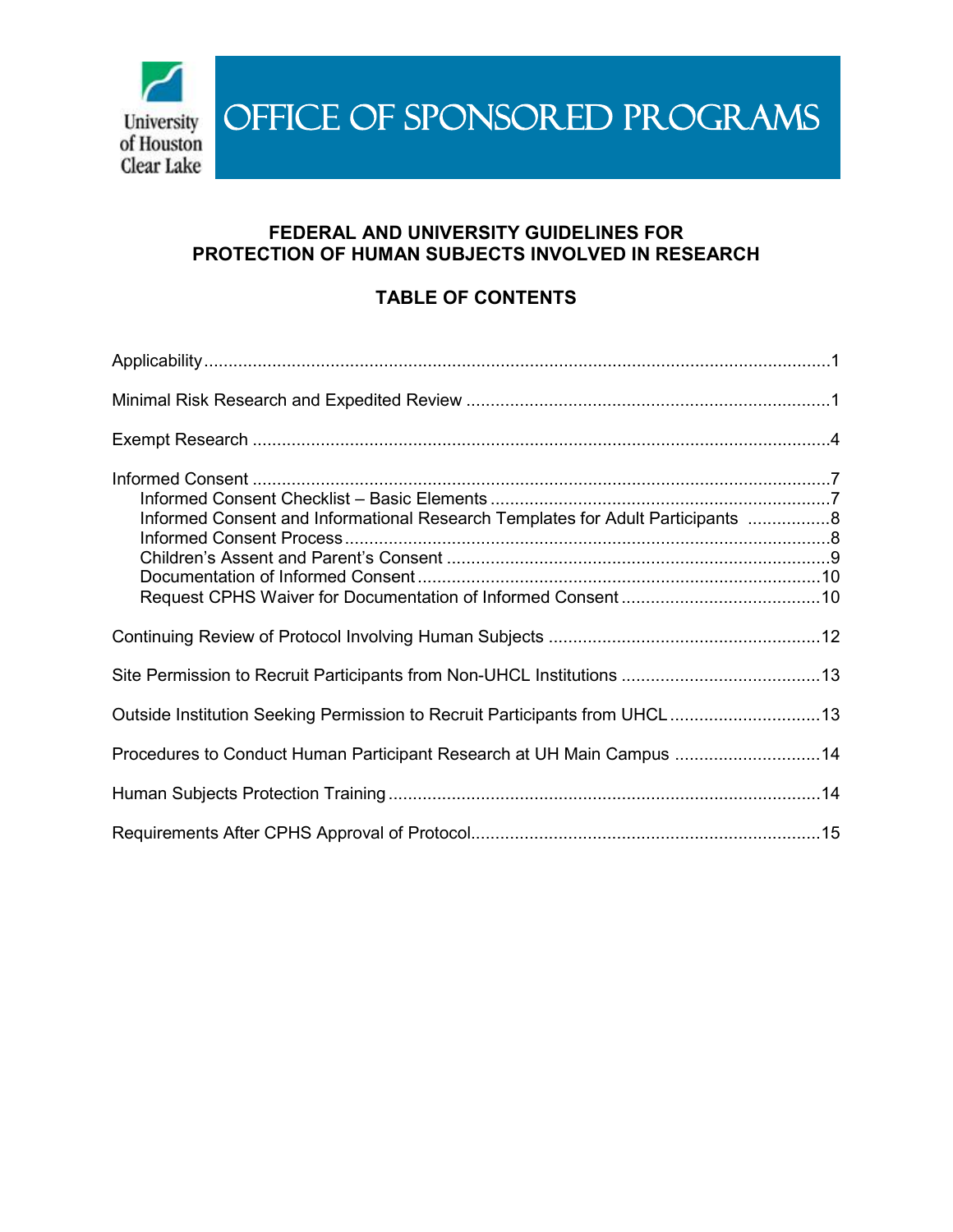University of Houston Clear Lake

# OFFICE OF SPONSORED PROGRAMS

## FEDERAL AND UNIVERSITY GUIDELINES FOR PROTECTION OF HUMAN SUBJECTS INVOLVED IN RESEARCH

## TABLE OF CONTENTS

Applicability ........................................................................................................................1

Minimal Risk Research and Expedited Review ..................................................................1

Exempt Research ..............................................................................................................4

Informed Consent ...............................................................................................................7
- Informed Consent Checklist – Basic Elements ..............................................................7
- Informed Consent and Informational Research Templates for Adult Participants ..............8
- Informed Consent Process ..............................................................................................8
- Children's Assent and Parent's Consent .........................................................................9
- Documentation of Informed Consent ..............................................................................10
- Request CPHS Waiver for Documentation of Informed Consent ....................................10

Continuing Review of Protocol Involving Human Subjects ................................................12

Site Permission to Recruit Participants from Non-UHCL Institutions ..................................13

Outside Institution Seeking Permission to Recruit Participants from UHCL ........................13

Procedures to Conduct Human Participant Research at UH Main Campus .......................14

Human Subjects Protection Training .................................................................................14

Requirements After CPHS Approval of Protocol ................................................................15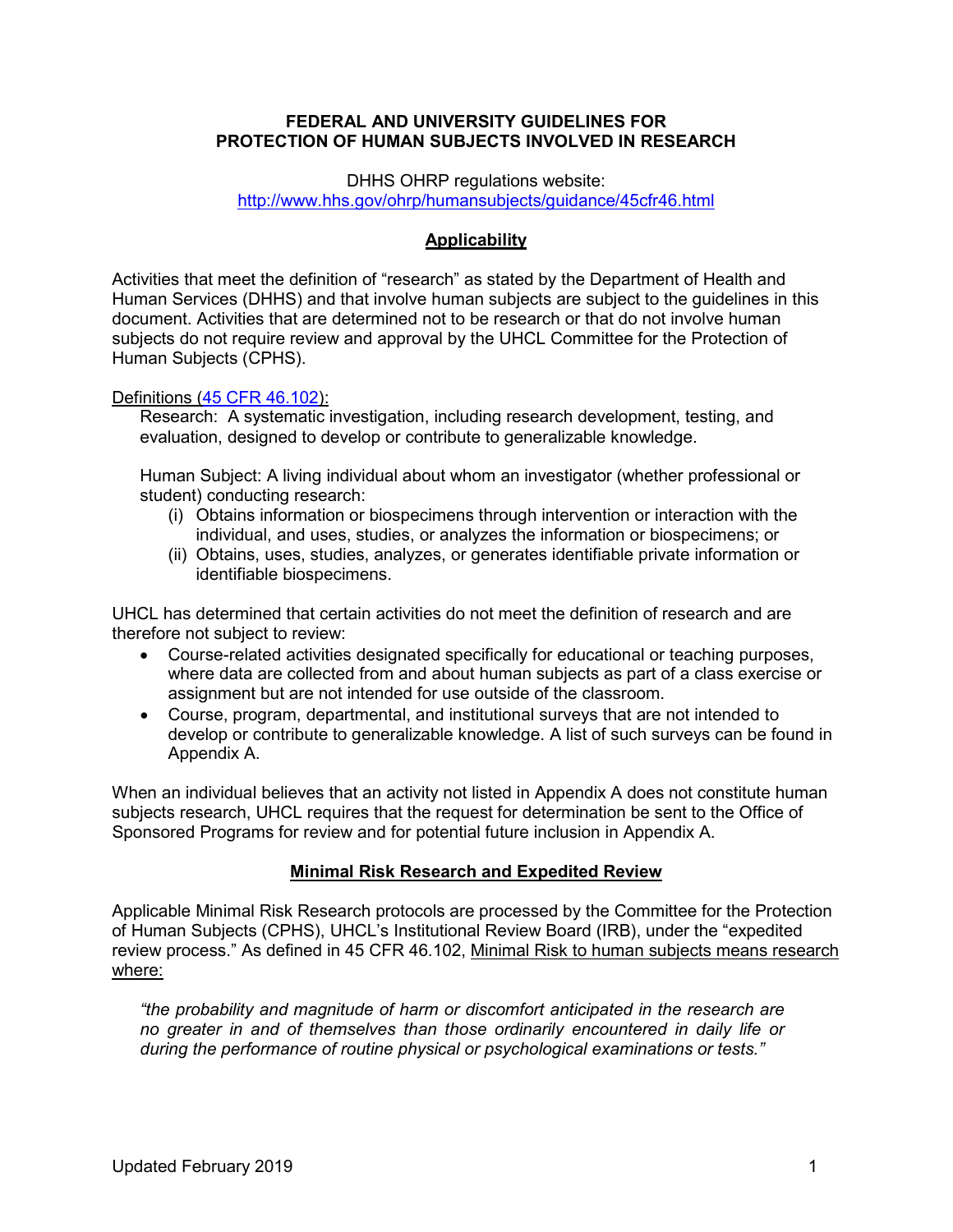**FEDERAL AND UNIVERSITY GUIDELINES FOR PROTECTION OF HUMAN SUBJECTS INVOLVED IN RESEARCH**

DHHS OHRP regulations website:
http://www.hhs.gov/ohrp/humansubjects/guidance/45cfr46.html

## Applicability

Activities that meet the definition of "research" as stated by the Department of Health and Human Services (DHHS) and that involve human subjects are subject to the guidelines in this document. Activities that are determined not to be research or that do not involve human subjects do not require review and approval by the UHCL Committee for the Protection of Human Subjects (CPHS).

Definitions (45 CFR 46.102):

Research: A systematic investigation, including research development, testing, and evaluation, designed to develop or contribute to generalizable knowledge.

Human Subject: A living individual about whom an investigator (whether professional or student) conducting research:

- (i) Obtains information or biospecimens through intervention or interaction with the individual, and uses, studies, or analyzes the information or biospecimens; or
- (ii) Obtains, uses, studies, analyzes, or generates identifiable private information or identifiable biospecimens.

UHCL has determined that certain activities do not meet the definition of research and are therefore not subject to review:

- Course-related activities designated specifically for educational or teaching purposes, where data are collected from and about human subjects as part of a class exercise or assignment but are not intended for use outside of the classroom.
- Course, program, departmental, and institutional surveys that are not intended to develop or contribute to generalizable knowledge. A list of such surveys can be found in Appendix A.

When an individual believes that an activity not listed in Appendix A does not constitute human subjects research, UHCL requires that the request for determination be sent to the Office of Sponsored Programs for review and for potential future inclusion in Appendix A.

## Minimal Risk Research and Expedited Review

Applicable Minimal Risk Research protocols are processed by the Committee for the Protection of Human Subjects (CPHS), UHCL's Institutional Review Board (IRB), under the "expedited review process." As defined in 45 CFR 46.102, Minimal Risk to human subjects means research where:

*"the probability and magnitude of harm or discomfort anticipated in the research are no greater in and of themselves than those ordinarily encountered in daily life or during the performance of routine physical or psychological examinations or tests."*

Updated February 2019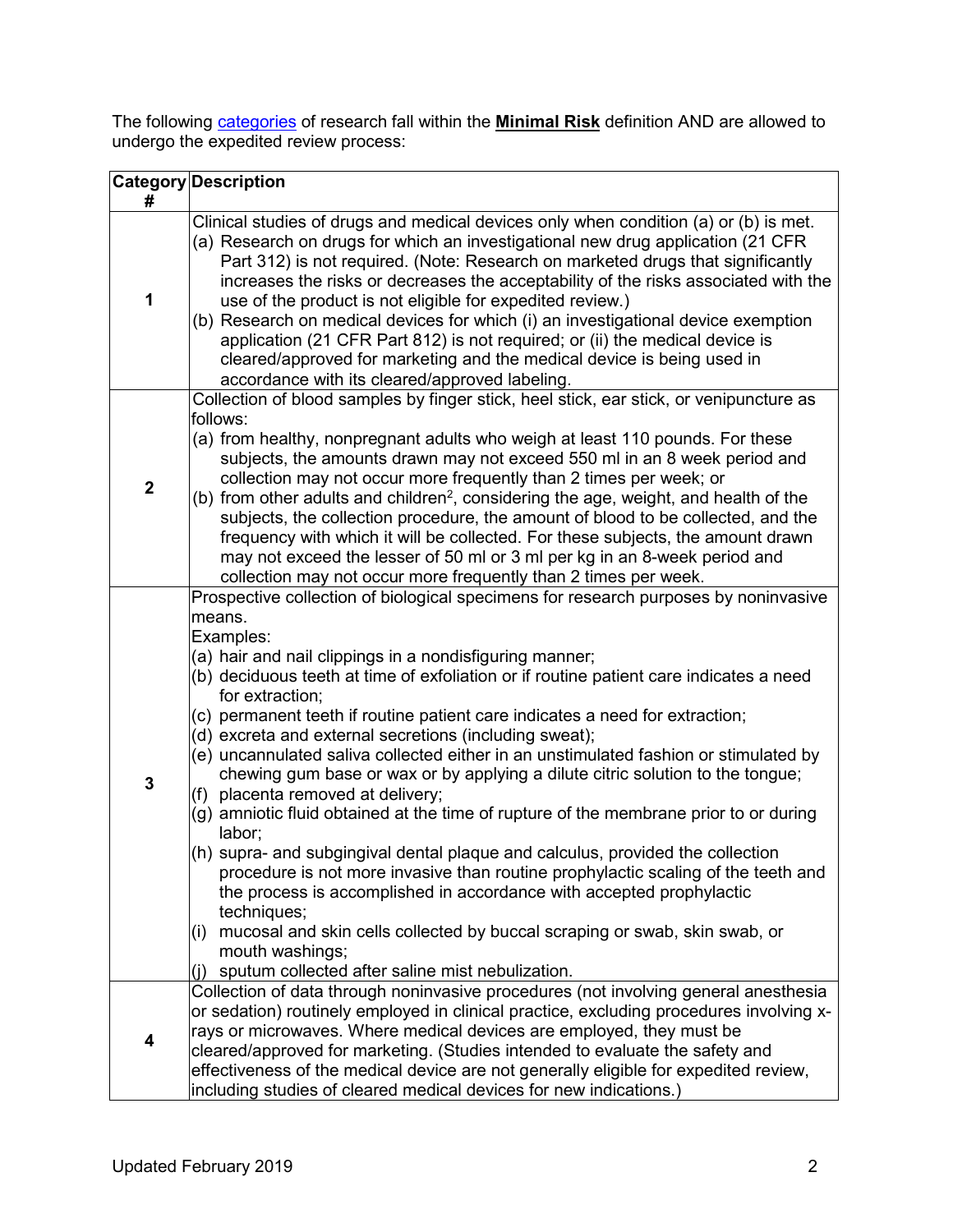The following [categories](#) of research fall within the **Minimal Risk** definition AND are allowed to undergo the expedited review process:

| Category # | Description |
|---|---|
| 1 | Clinical studies of drugs and medical devices only when condition (a) or (b) is met.<br>(a) Research on drugs for which an investigational new drug application (21 CFR Part 312) is not required. (Note: Research on marketed drugs that significantly increases the risks or decreases the acceptability of the risks associated with the use of the product is not eligible for expedited review.)<br>(b) Research on medical devices for which (i) an investigational device exemption application (21 CFR Part 812) is not required; or (ii) the medical device is cleared/approved for marketing and the medical device is being used in accordance with its cleared/approved labeling. |
| 2 | Collection of blood samples by finger stick, heel stick, ear stick, or venipuncture as follows:<br>(a) from healthy, nonpregnant adults who weigh at least 110 pounds. For these subjects, the amounts drawn may not exceed 550 ml in an 8 week period and collection may not occur more frequently than 2 times per week; or<br>(b) from other adults and children[2], considering the age, weight, and health of the subjects, the collection procedure, the amount of blood to be collected, and the frequency with which it will be collected. For these subjects, the amount drawn may not exceed the lesser of 50 ml or 3 ml per kg in an 8-week period and collection may not occur more frequently than 2 times per week. |
| 3 | Prospective collection of biological specimens for research purposes by noninvasive means.<br>Examples:<br>(a) hair and nail clippings in a nondisfiguring manner;<br>(b) deciduous teeth at time of exfoliation or if routine patient care indicates a need for extraction;<br>(c) permanent teeth if routine patient care indicates a need for extraction;<br>(d) excreta and external secretions (including sweat);<br>(e) uncannulated saliva collected either in an unstimulated fashion or stimulated by chewing gum base or wax or by applying a dilute citric solution to the tongue;<br>(f) placenta removed at delivery;<br>(g) amniotic fluid obtained at the time of rupture of the membrane prior to or during labor;<br>(h) supra- and subgingival dental plaque and calculus, provided the collection procedure is not more invasive than routine prophylactic scaling of the teeth and the process is accomplished in accordance with accepted prophylactic techniques;<br>(i) mucosal and skin cells collected by buccal scraping or swab, skin swab, or mouth washings;<br>(j) sputum collected after saline mist nebulization. |
| 4 | Collection of data through noninvasive procedures (not involving general anesthesia or sedation) routinely employed in clinical practice, excluding procedures involving x-rays or microwaves. Where medical devices are employed, they must be cleared/approved for marketing. (Studies intended to evaluate the safety and effectiveness of the medical device are not generally eligible for expedited review, including studies of cleared medical devices for new indications.) |

Updated February 2019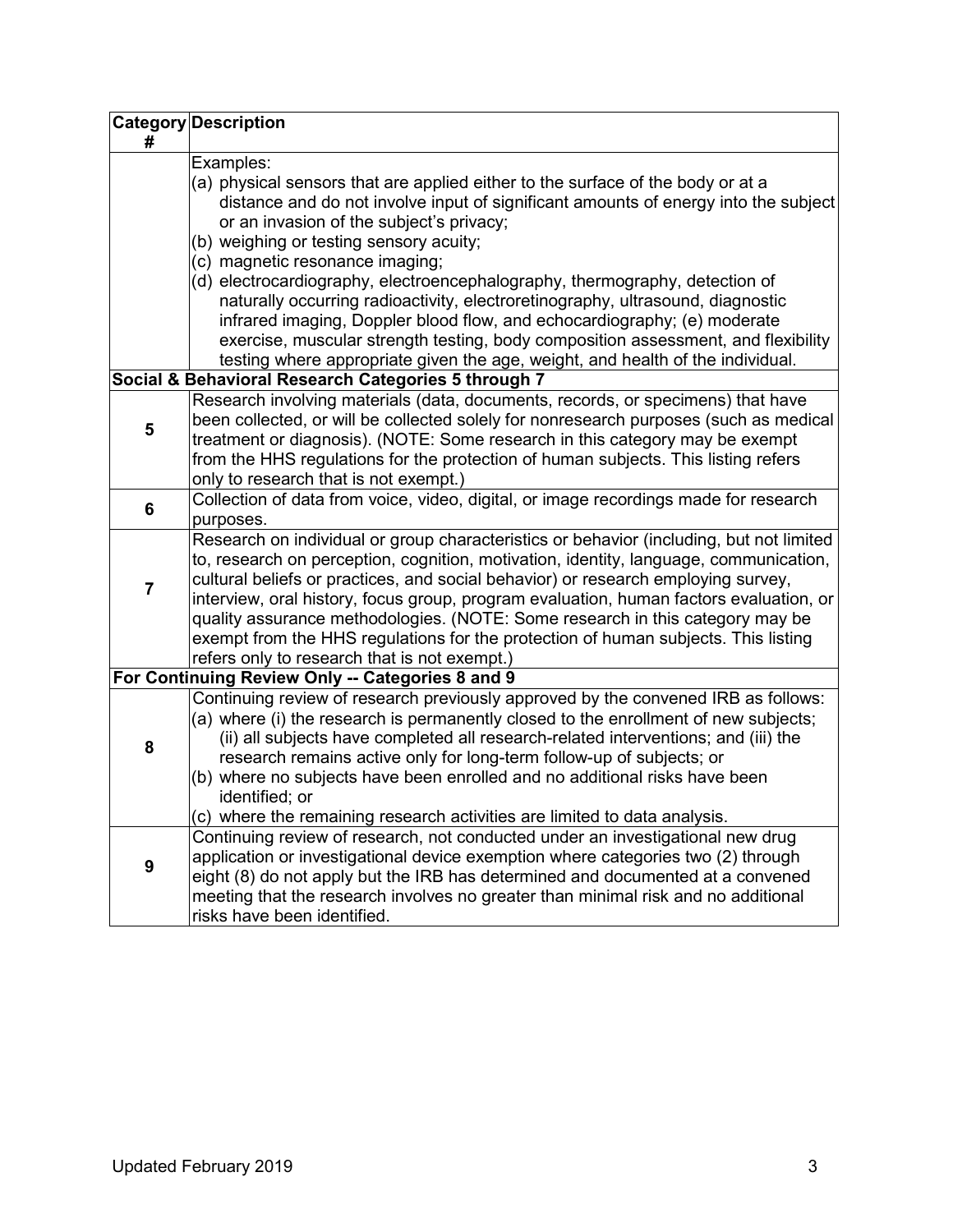| Category # | Description |
| --- | --- |
| | Examples:<br>(a) physical sensors that are applied either to the surface of the body or at a distance and do not involve input of significant amounts of energy into the subject or an invasion of the subject's privacy;<br>(b) weighing or testing sensory acuity;<br>(c) magnetic resonance imaging;<br>(d) electrocardiography, electroencephalography, thermography, detection of naturally occurring radioactivity, electroretinography, ultrasound, diagnostic infrared imaging, Doppler blood flow, and echocardiography; (e) moderate exercise, muscular strength testing, body composition assessment, and flexibility testing where appropriate given the age, weight, and health of the individual. |
| **Social & Behavioral Research Categories 5 through 7** | |
| **5** | Research involving materials (data, documents, records, or specimens) that have been collected, or will be collected solely for nonresearch purposes (such as medical treatment or diagnosis). (NOTE: Some research in this category may be exempt from the HHS regulations for the protection of human subjects. This listing refers only to research that is not exempt.) |
| **6** | Collection of data from voice, video, digital, or image recordings made for research purposes. |
| **7** | Research on individual or group characteristics or behavior (including, but not limited to, research on perception, cognition, motivation, identity, language, communication, cultural beliefs or practices, and social behavior) or research employing survey, interview, oral history, focus group, program evaluation, human factors evaluation, or quality assurance methodologies. (NOTE: Some research in this category may be exempt from the HHS regulations for the protection of human subjects. This listing refers only to research that is not exempt.) |
| **For Continuing Review Only -- Categories 8 and 9** | |
| **8** | Continuing review of research previously approved by the convened IRB as follows:<br>(a) where (i) the research is permanently closed to the enrollment of new subjects; (ii) all subjects have completed all research-related interventions; and (iii) the research remains active only for long-term follow-up of subjects; or<br>(b) where no subjects have been enrolled and no additional risks have been identified; or<br>(c) where the remaining research activities are limited to data analysis. |
| **9** | Continuing review of research, not conducted under an investigational new drug application or investigational device exemption where categories two (2) through eight (8) do not apply but the IRB has determined and documented at a convened meeting that the research involves no greater than minimal risk and no additional risks have been identified. |

Updated February 2019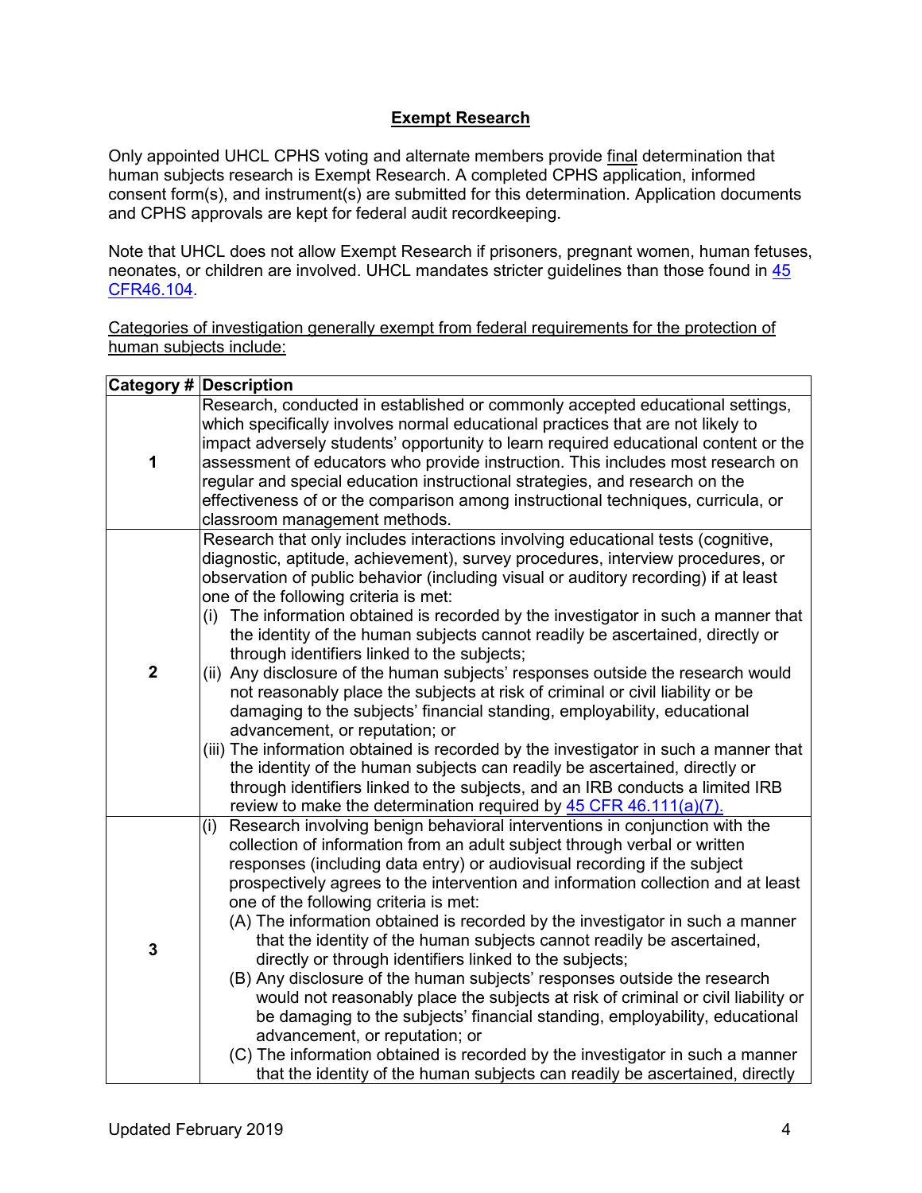## Exempt Research

Only appointed UHCL CPHS voting and alternate members provide final determination that human subjects research is Exempt Research. A completed CPHS application, informed consent form(s), and instrument(s) are submitted for this determination. Application documents and CPHS approvals are kept for federal audit recordkeeping.

Note that UHCL does not allow Exempt Research if prisoners, pregnant women, human fetuses, neonates, or children are involved. UHCL mandates stricter guidelines than those found in [45 CFR46.104](45 CFR46.104).

Categories of investigation generally exempt from federal requirements for the protection of human subjects include:

| Category # | Description |
| --- | --- |
| 1 | Research, conducted in established or commonly accepted educational settings, which specifically involves normal educational practices that are not likely to impact adversely students' opportunity to learn required educational content or the assessment of educators who provide instruction. This includes most research on regular and special education instructional strategies, and research on the effectiveness of or the comparison among instructional techniques, curricula, or classroom management methods. |
| 2 | Research that only includes interactions involving educational tests (cognitive, diagnostic, aptitude, achievement), survey procedures, interview procedures, or observation of public behavior (including visual or auditory recording) if at least one of the following criteria is met:<br>(i) The information obtained is recorded by the investigator in such a manner that the identity of the human subjects cannot readily be ascertained, directly or through identifiers linked to the subjects;<br>(ii) Any disclosure of the human subjects' responses outside the research would not reasonably place the subjects at risk of criminal or civil liability or be damaging to the subjects' financial standing, employability, educational advancement, or reputation; or<br>(iii) The information obtained is recorded by the investigator in such a manner that the identity of the human subjects can readily be ascertained, directly or through identifiers linked to the subjects, and an IRB conducts a limited IRB review to make the determination required by 45 CFR 46.111(a)(7). |
| 3 | (i) Research involving benign behavioral interventions in conjunction with the collection of information from an adult subject through verbal or written responses (including data entry) or audiovisual recording if the subject prospectively agrees to the intervention and information collection and at least one of the following criteria is met:<br>(A) The information obtained is recorded by the investigator in such a manner that the identity of the human subjects cannot readily be ascertained, directly or through identifiers linked to the subjects;<br>(B) Any disclosure of the human subjects' responses outside the research would not reasonably place the subjects at risk of criminal or civil liability or be damaging to the subjects' financial standing, employability, educational advancement, or reputation; or<br>(C) The information obtained is recorded by the investigator in such a manner that the identity of the human subjects can readily be ascertained, directly |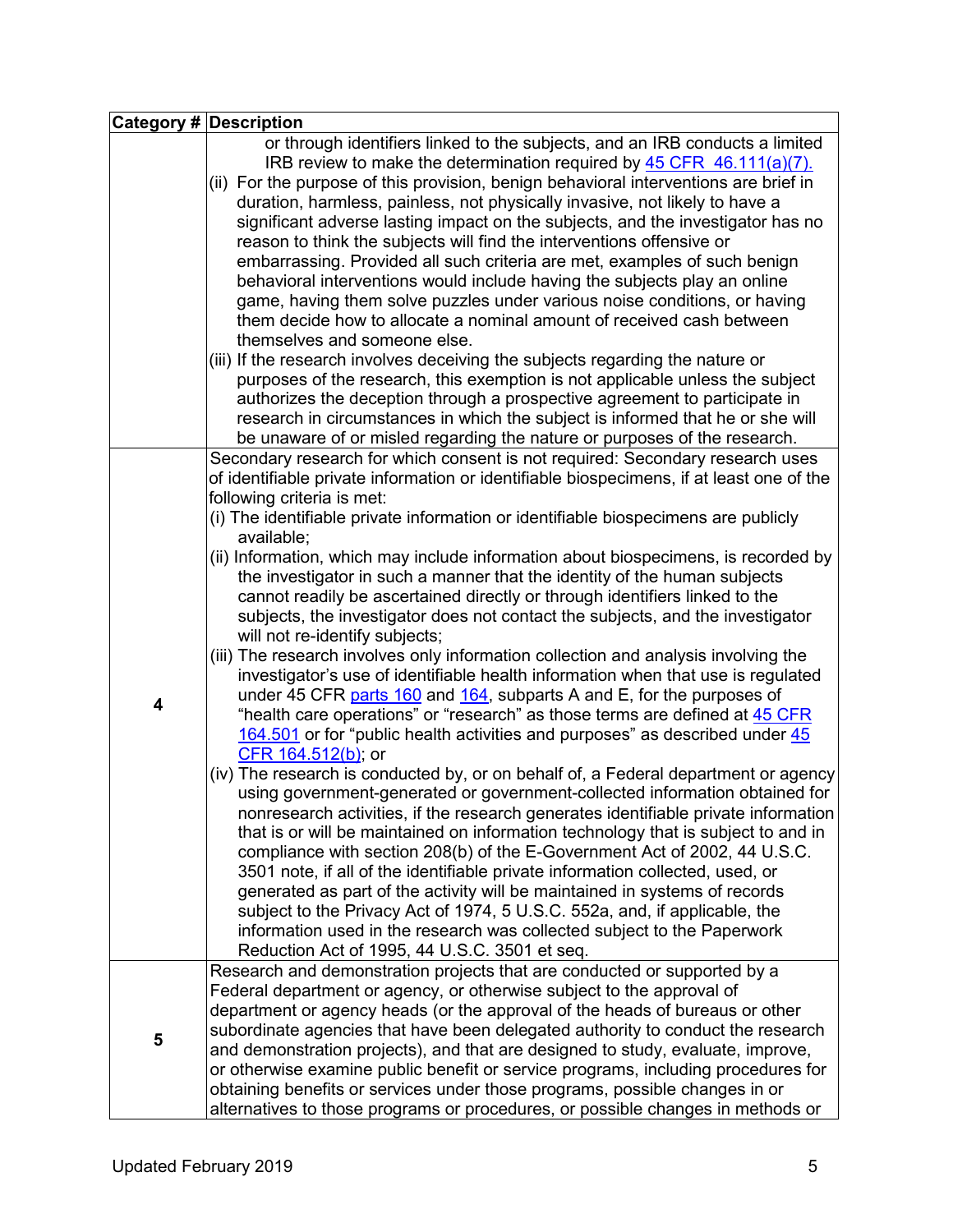| Category # | Description |
|---|---|
| | or through identifiers linked to the subjects, and an IRB conducts a limited IRB review to make the determination required by 45 CFR 46.111(a)(7).<br>(ii) For the purpose of this provision, benign behavioral interventions are brief in duration, harmless, painless, not physically invasive, not likely to have a significant adverse lasting impact on the subjects, and the investigator has no reason to think the subjects will find the interventions offensive or embarrassing. Provided all such criteria are met, examples of such benign behavioral interventions would include having the subjects play an online game, having them solve puzzles under various noise conditions, or having them decide how to allocate a nominal amount of received cash between themselves and someone else.<br>(iii) If the research involves deceiving the subjects regarding the nature or purposes of the research, this exemption is not applicable unless the subject authorizes the deception through a prospective agreement to participate in research in circumstances in which the subject is informed that he or she will be unaware of or misled regarding the nature or purposes of the research. |
| **4** | Secondary research for which consent is not required: Secondary research uses of identifiable private information or identifiable biospecimens, if at least one of the following criteria is met:<br>(i) The identifiable private information or identifiable biospecimens are publicly available;<br>(ii) Information, which may include information about biospecimens, is recorded by the investigator in such a manner that the identity of the human subjects cannot readily be ascertained directly or through identifiers linked to the subjects, the investigator does not contact the subjects, and the investigator will not re-identify subjects;<br>(iii) The research involves only information collection and analysis involving the investigator's use of identifiable health information when that use is regulated under 45 CFR parts 160 and 164, subparts A and E, for the purposes of "health care operations" or "research" as those terms are defined at 45 CFR 164.501 or for "public health activities and purposes" as described under 45 CFR 164.512(b); or<br>(iv) The research is conducted by, or on behalf of, a Federal department or agency using government-generated or government-collected information obtained for nonresearch activities, if the research generates identifiable private information that is or will be maintained on information technology that is subject to and in compliance with section 208(b) of the E-Government Act of 2002, 44 U.S.C. 3501 note, if all of the identifiable private information collected, used, or generated as part of the activity will be maintained in systems of records subject to the Privacy Act of 1974, 5 U.S.C. 552a, and, if applicable, the information used in the research was collected subject to the Paperwork Reduction Act of 1995, 44 U.S.C. 3501 et seq. |
| **5** | Research and demonstration projects that are conducted or supported by a Federal department or agency, or otherwise subject to the approval of department or agency heads (or the approval of the heads of bureaus or other subordinate agencies that have been delegated authority to conduct the research and demonstration projects), and that are designed to study, evaluate, improve, or otherwise examine public benefit or service programs, including procedures for obtaining benefits or services under those programs, possible changes in or alternatives to those programs or procedures, or possible changes in methods or |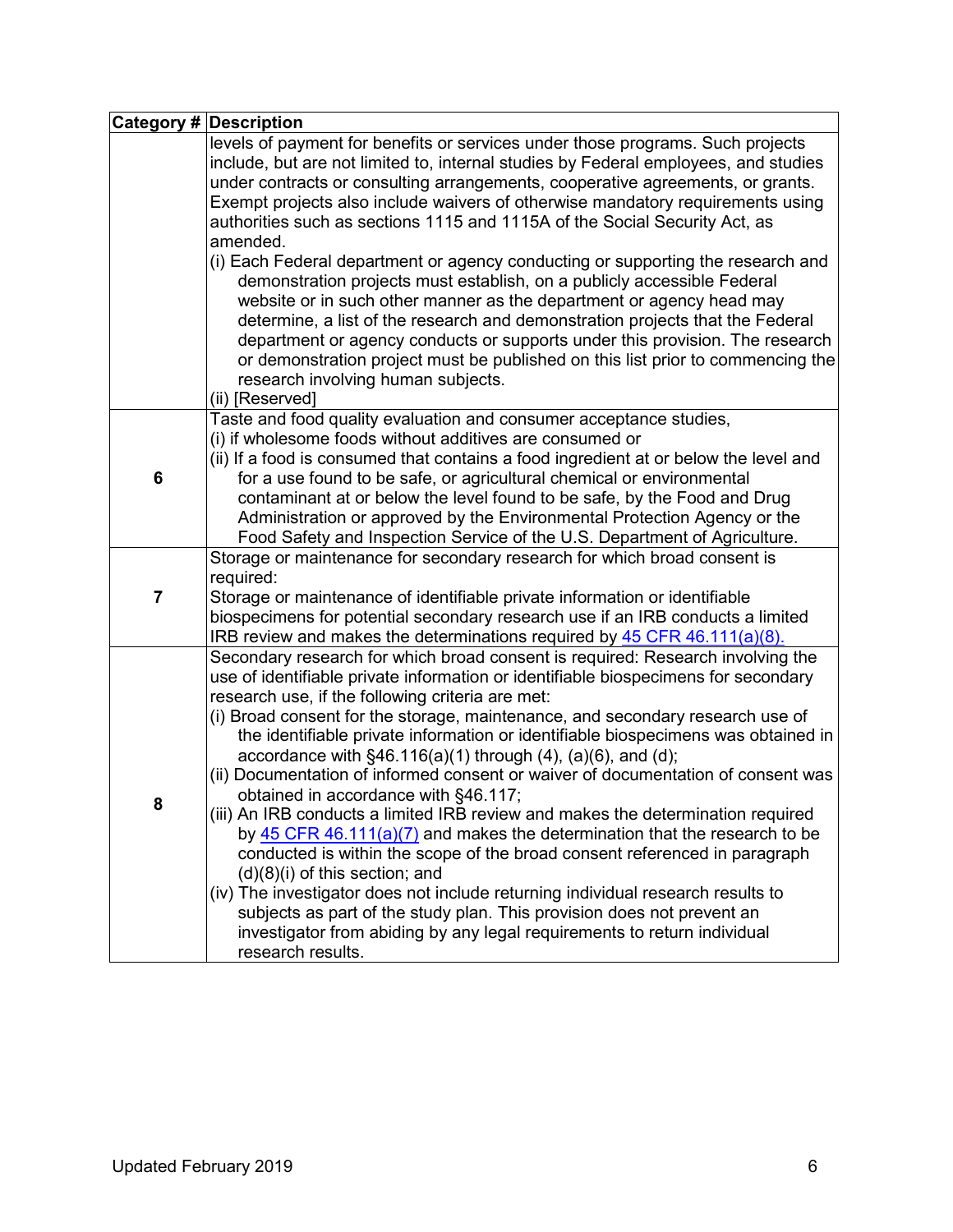| Category # | Description |
|---|---|
| | levels of payment for benefits or services under those programs. Such projects include, but are not limited to, internal studies by Federal employees, and studies under contracts or consulting arrangements, cooperative agreements, or grants. Exempt projects also include waivers of otherwise mandatory requirements using authorities such as sections 1115 and 1115A of the Social Security Act, as amended.<br>(i) Each Federal department or agency conducting or supporting the research and demonstration projects must establish, on a publicly accessible Federal website or in such other manner as the department or agency head may determine, a list of the research and demonstration projects that the Federal department or agency conducts or supports under this provision. The research or demonstration project must be published on this list prior to commencing the research involving human subjects.<br>(ii) [Reserved] |
| **6** | Taste and food quality evaluation and consumer acceptance studies,<br>(i) if wholesome foods without additives are consumed or<br>(ii) If a food is consumed that contains a food ingredient at or below the level and for a use found to be safe, or agricultural chemical or environmental contaminant at or below the level found to be safe, by the Food and Drug Administration or approved by the Environmental Protection Agency or the Food Safety and Inspection Service of the U.S. Department of Agriculture. |
| **7** | Storage or maintenance for secondary research for which broad consent is required:<br>Storage or maintenance of identifiable private information or identifiable biospecimens for potential secondary research use if an IRB conducts a limited IRB review and makes the determinations required by 45 CFR 46.111(a)(8). |
| **8** | Secondary research for which broad consent is required: Research involving the use of identifiable private information or identifiable biospecimens for secondary research use, if the following criteria are met:<br>(i) Broad consent for the storage, maintenance, and secondary research use of the identifiable private information or identifiable biospecimens was obtained in accordance with §46.116(a)(1) through (4), (a)(6), and (d);<br>(ii) Documentation of informed consent or waiver of documentation of consent was obtained in accordance with §46.117;<br>(iii) An IRB conducts a limited IRB review and makes the determination required by 45 CFR 46.111(a)(7) and makes the determination that the research to be conducted is within the scope of the broad consent referenced in paragraph (d)(8)(i) of this section; and<br>(iv) The investigator does not include returning individual research results to subjects as part of the study plan. This provision does not prevent an investigator from abiding by any legal requirements to return individual research results. |

Updated February 2019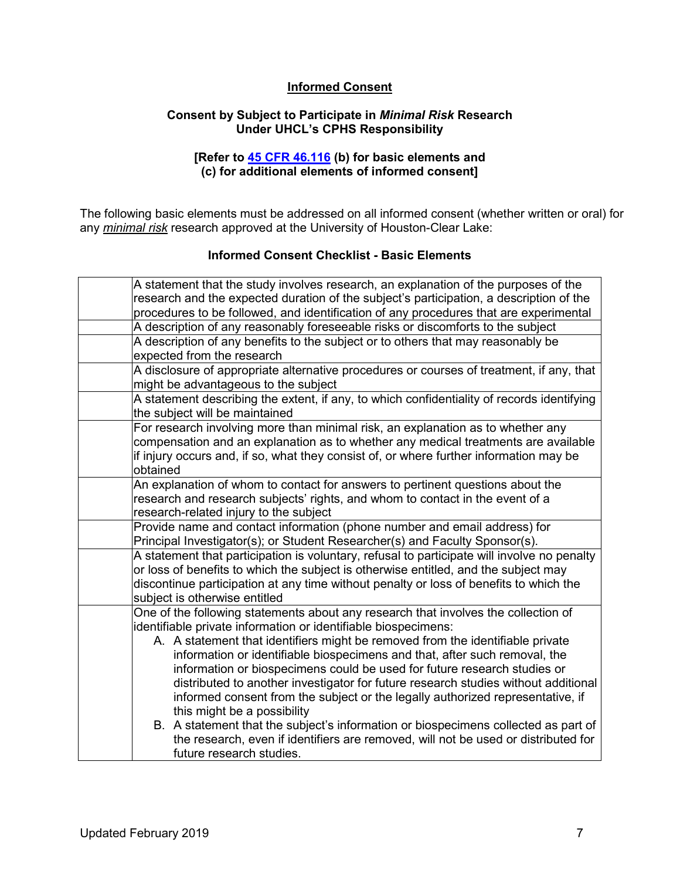## Informed Consent

### Consent by Subject to Participate in *Minimal Risk* Research Under UHCL's CPHS Responsibility

**[Refer to [45 CFR 46.116](45 CFR 46.116) (b) for basic elements and (c) for additional elements of informed consent]**

The following basic elements must be addressed on all informed consent (whether written or oral) for any *minimal risk* research approved at the University of Houston-Clear Lake:

### Informed Consent Checklist - Basic Elements

| | |
|---|---|
| | A statement that the study involves research, an explanation of the purposes of the research and the expected duration of the subject's participation, a description of the procedures to be followed, and identification of any procedures that are experimental |
| | A description of any reasonably foreseeable risks or discomforts to the subject |
| | A description of any benefits to the subject or to others that may reasonably be expected from the research |
| | A disclosure of appropriate alternative procedures or courses of treatment, if any, that might be advantageous to the subject |
| | A statement describing the extent, if any, to which confidentiality of records identifying the subject will be maintained |
| | For research involving more than minimal risk, an explanation as to whether any compensation and an explanation as to whether any medical treatments are available if injury occurs and, if so, what they consist of, or where further information may be obtained |
| | An explanation of whom to contact for answers to pertinent questions about the research and research subjects' rights, and whom to contact in the event of a research-related injury to the subject |
| | Provide name and contact information (phone number and email address) for Principal Investigator(s); or Student Researcher(s) and Faculty Sponsor(s). |
| | A statement that participation is voluntary, refusal to participate will involve no penalty or loss of benefits to which the subject is otherwise entitled, and the subject may discontinue participation at any time without penalty or loss of benefits to which the subject is otherwise entitled |
| | One of the following statements about any research that involves the collection of identifiable private information or identifiable biospecimens:<br>A. A statement that identifiers might be removed from the identifiable private information or identifiable biospecimens and that, after such removal, the information or biospecimens could be used for future research studies or distributed to another investigator for future research studies without additional informed consent from the subject or the legally authorized representative, if this might be a possibility<br>B. A statement that the subject's information or biospecimens collected as part of the research, even if identifiers are removed, will not be used or distributed for future research studies. |

Updated February 2019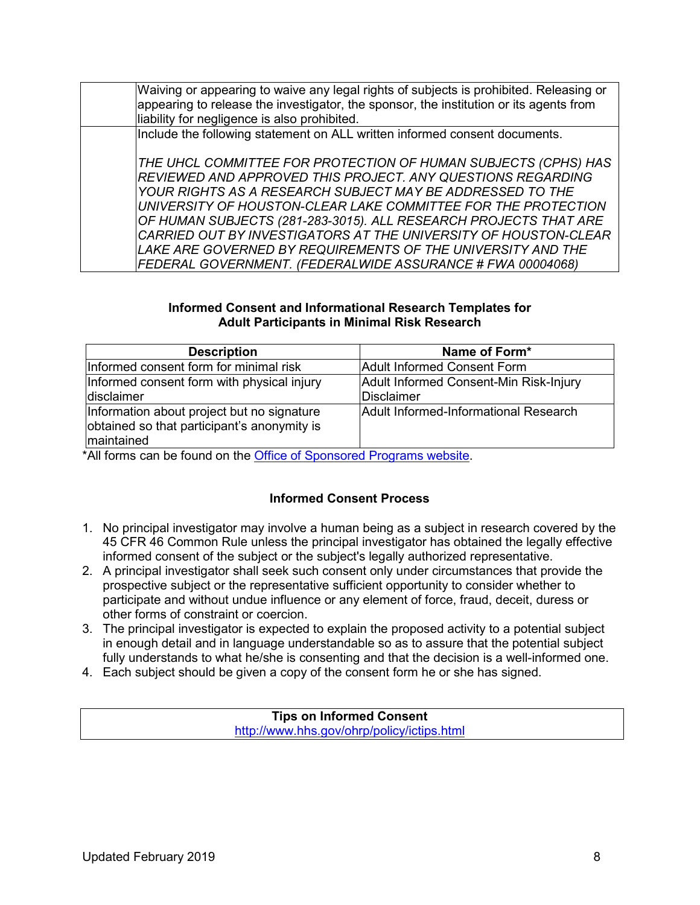| | |
|---|---|
| | Waiving or appearing to waive any legal rights of subjects is prohibited. Releasing or appearing to release the investigator, the sponsor, the institution or its agents from liability for negligence is also prohibited. |
| | Include the following statement on ALL written informed consent documents.<br><br>*THE UHCL COMMITTEE FOR PROTECTION OF HUMAN SUBJECTS (CPHS) HAS REVIEWED AND APPROVED THIS PROJECT. ANY QUESTIONS REGARDING YOUR RIGHTS AS A RESEARCH SUBJECT MAY BE ADDRESSED TO THE UNIVERSITY OF HOUSTON-CLEAR LAKE COMMITTEE FOR THE PROTECTION OF HUMAN SUBJECTS (281-283-3015). ALL RESEARCH PROJECTS THAT ARE CARRIED OUT BY INVESTIGATORS AT THE UNIVERSITY OF HOUSTON-CLEAR LAKE ARE GOVERNED BY REQUIREMENTS OF THE UNIVERSITY AND THE FEDERAL GOVERNMENT. (FEDERALWIDE ASSURANCE # FWA 00004068)* |

**Informed Consent and Informational Research Templates for Adult Participants in Minimal Risk Research**

| Description | Name of Form* |
|---|---|
| Informed consent form for minimal risk | Adult Informed Consent Form |
| Informed consent form with physical injury disclaimer | Adult Informed Consent-Min Risk-Injury Disclaimer |
| Information about project but no signature obtained so that participant's anonymity is maintained | Adult Informed-Informational Research |

*All forms can be found on the Office of Sponsored Programs website.

**Informed Consent Process**

1. No principal investigator may involve a human being as a subject in research covered by the 45 CFR 46 Common Rule unless the principal investigator has obtained the legally effective informed consent of the subject or the subject's legally authorized representative.
2. A principal investigator shall seek such consent only under circumstances that provide the prospective subject or the representative sufficient opportunity to consider whether to participate and without undue influence or any element of force, fraud, deceit, duress or other forms of constraint or coercion.
3. The principal investigator is expected to explain the proposed activity to a potential subject in enough detail and in language understandable so as to assure that the potential subject fully understands to what he/she is consenting and that the decision is a well-informed one.
4. Each subject should be given a copy of the consent form he or she has signed.

| Tips on Informed Consent |
|---|
| http://www.hhs.gov/ohrp/policy/ictips.html |

Updated February 2019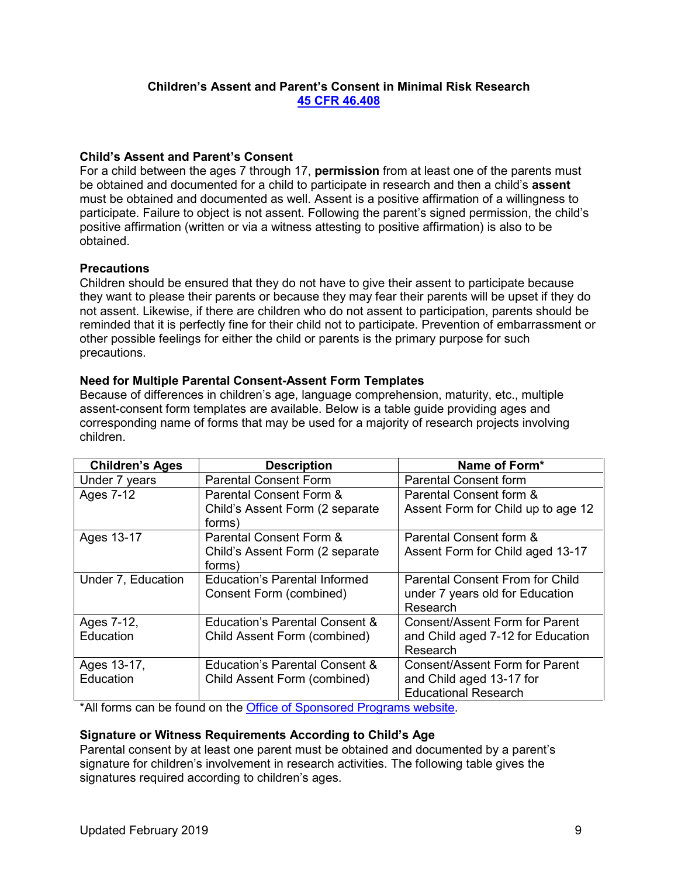**Children's Assent and Parent's Consent in Minimal Risk Research**
**45 CFR 46.408**

### Child's Assent and Parent's Consent

For a child between the ages 7 through 17, **permission** from at least one of the parents must be obtained and documented for a child to participate in research and then a child's **assent** must be obtained and documented as well. Assent is a positive affirmation of a willingness to participate. Failure to object is not assent. Following the parent's signed permission, the child's positive affirmation (written or via a witness attesting to positive affirmation) is also to be obtained.

### Precautions

Children should be ensured that they do not have to give their assent to participate because they want to please their parents or because they may fear their parents will be upset if they do not assent. Likewise, if there are children who do not assent to participation, parents should be reminded that it is perfectly fine for their child not to participate. Prevention of embarrassment or other possible feelings for either the child or parents is the primary purpose for such precautions.

### Need for Multiple Parental Consent-Assent Form Templates

Because of differences in children's age, language comprehension, maturity, etc., multiple assent-consent form templates are available. Below is a table guide providing ages and corresponding name of forms that may be used for a majority of research projects involving children.

| Children's Ages | Description | Name of Form* |
|---|---|---|
| Under 7 years | Parental Consent Form | Parental Consent form |
| Ages 7-12 | Parental Consent Form & Child's Assent Form (2 separate forms) | Parental Consent form & Assent Form for Child up to age 12 |
| Ages 13-17 | Parental Consent Form & Child's Assent Form (2 separate forms) | Parental Consent form & Assent Form for Child aged 13-17 |
| Under 7, Education | Education's Parental Informed Consent Form (combined) | Parental Consent From for Child under 7 years old for Education Research |
| Ages 7-12, Education | Education's Parental Consent & Child Assent Form (combined) | Consent/Assent Form for Parent and Child aged 7-12 for Education Research |
| Ages 13-17, Education | Education's Parental Consent & Child Assent Form (combined) | Consent/Assent Form for Parent and Child aged 13-17 for Educational Research |

*All forms can be found on the Office of Sponsored Programs website.

### Signature or Witness Requirements According to Child's Age

Parental consent by at least one parent must be obtained and documented by a parent's signature for children's involvement in research activities. The following table gives the signatures required according to children's ages.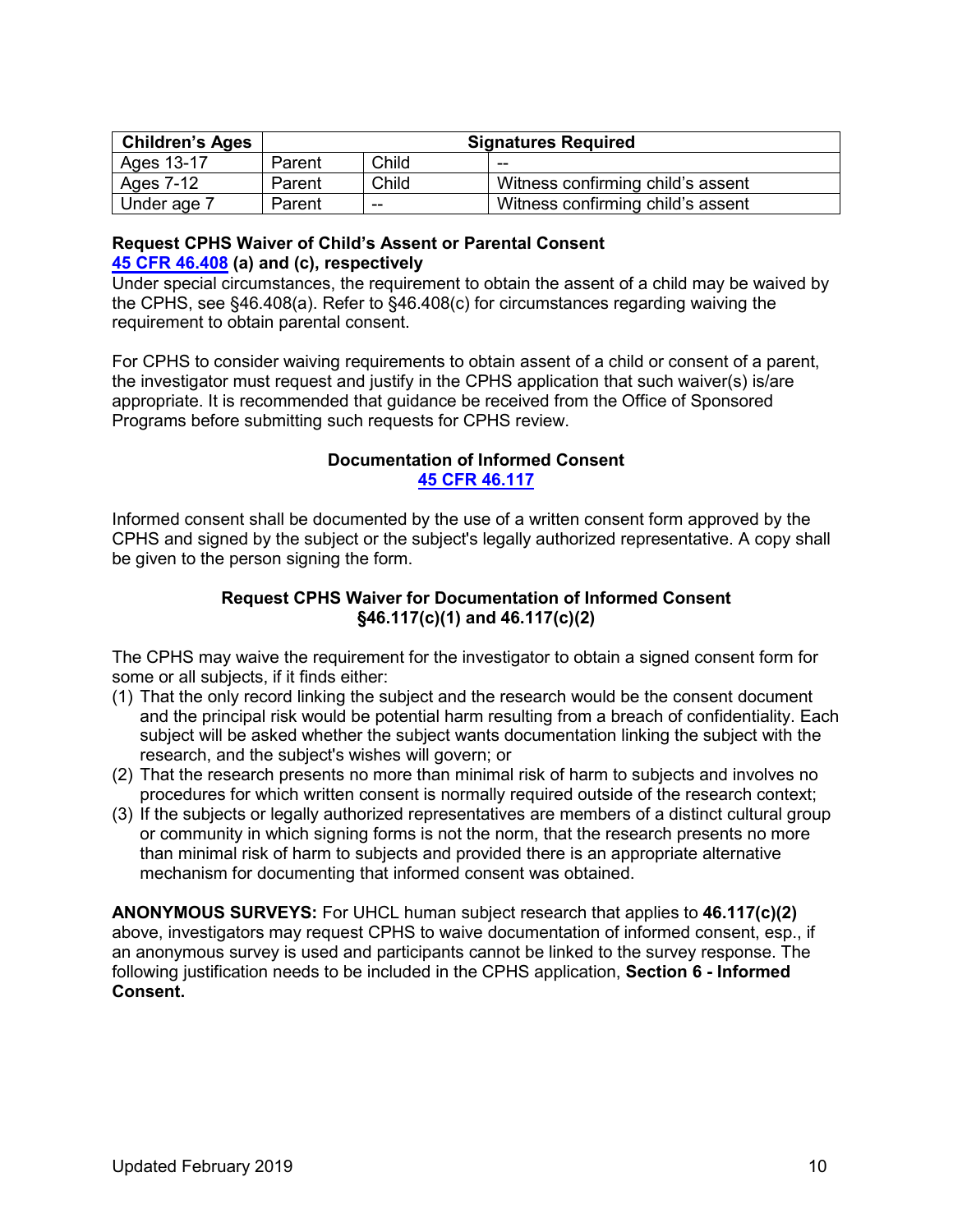| Children's Ages | Signatures Required | | |
|---|---|---|---|
| Ages 13-17 | Parent | Child | -- |
| Ages 7-12 | Parent | Child | Witness confirming child's assent |
| Under age 7 | Parent | -- | Witness confirming child's assent |

**Request CPHS Waiver of Child's Assent or Parental Consent**
**45 CFR 46.408 (a) and (c), respectively**

Under special circumstances, the requirement to obtain the assent of a child may be waived by the CPHS, see §46.408(a). Refer to §46.408(c) for circumstances regarding waiving the requirement to obtain parental consent.

For CPHS to consider waiving requirements to obtain assent of a child or consent of a parent, the investigator must request and justify in the CPHS application that such waiver(s) is/are appropriate. It is recommended that guidance be received from the Office of Sponsored Programs before submitting such requests for CPHS review.

**Documentation of Informed Consent**
**45 CFR 46.117**

Informed consent shall be documented by the use of a written consent form approved by the CPHS and signed by the subject or the subject's legally authorized representative. A copy shall be given to the person signing the form.

**Request CPHS Waiver for Documentation of Informed Consent**
**§46.117(c)(1) and 46.117(c)(2)**

The CPHS may waive the requirement for the investigator to obtain a signed consent form for some or all subjects, if it finds either:

(1) That the only record linking the subject and the research would be the consent document and the principal risk would be potential harm resulting from a breach of confidentiality. Each subject will be asked whether the subject wants documentation linking the subject with the research, and the subject's wishes will govern; or
(2) That the research presents no more than minimal risk of harm to subjects and involves no procedures for which written consent is normally required outside of the research context;
(3) If the subjects or legally authorized representatives are members of a distinct cultural group or community in which signing forms is not the norm, that the research presents no more than minimal risk of harm to subjects and provided there is an appropriate alternative mechanism for documenting that informed consent was obtained.

**ANONYMOUS SURVEYS:** For UHCL human subject research that applies to **46.117(c)(2)** above, investigators may request CPHS to waive documentation of informed consent, esp., if an anonymous survey is used and participants cannot be linked to the survey response. The following justification needs to be included in the CPHS application, **Section 6 - Informed Consent.**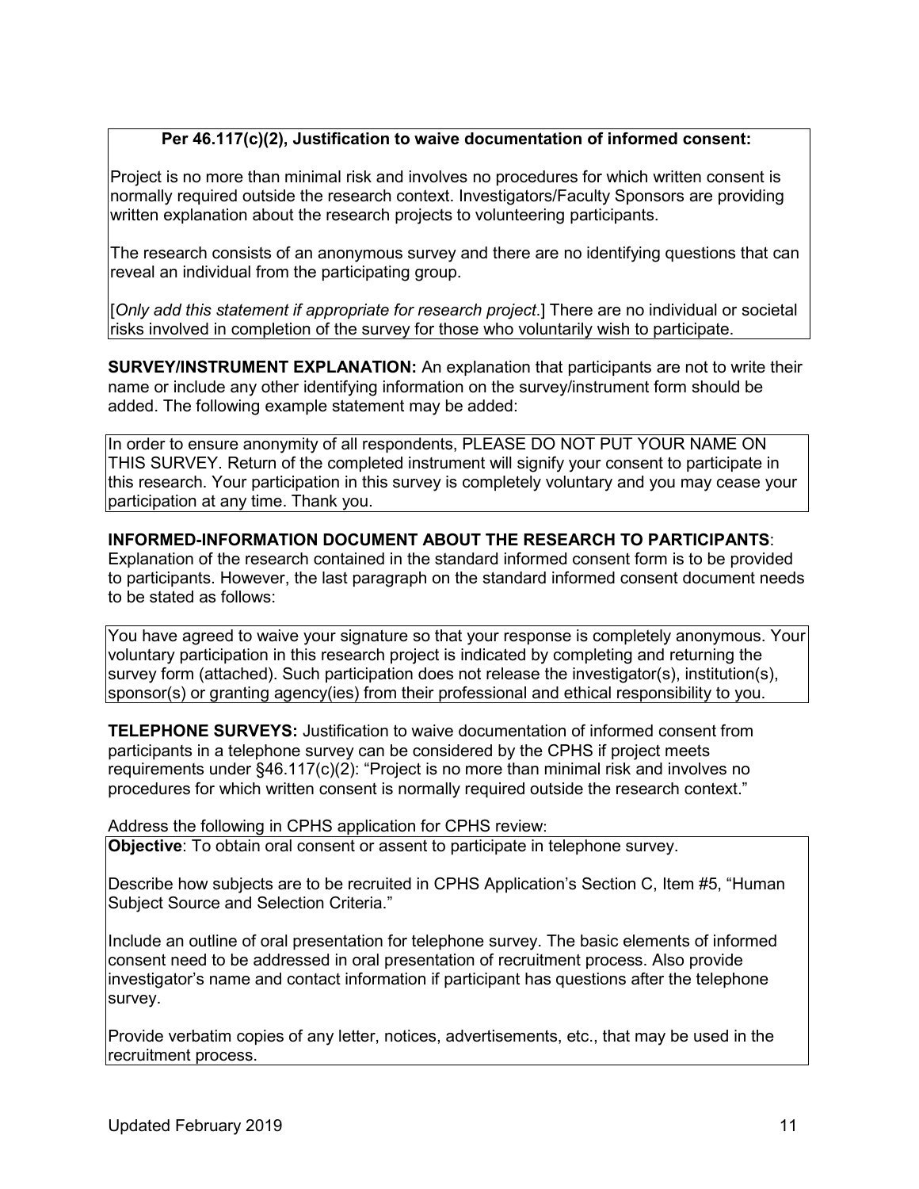**Per 46.117(c)(2), Justification to waive documentation of informed consent:**

Project is no more than minimal risk and involves no procedures for which written consent is normally required outside the research context. Investigators/Faculty Sponsors are providing written explanation about the research projects to volunteering participants.

The research consists of an anonymous survey and there are no identifying questions that can reveal an individual from the participating group.

[*Only add this statement if appropriate for research project*.] There are no individual or societal risks involved in completion of the survey for those who voluntarily wish to participate.

**SURVEY/INSTRUMENT EXPLANATION:** An explanation that participants are not to write their name or include any other identifying information on the survey/instrument form should be added. The following example statement may be added:

> In order to ensure anonymity of all respondents, PLEASE DO NOT PUT YOUR NAME ON THIS SURVEY. Return of the completed instrument will signify your consent to participate in this research. Your participation in this survey is completely voluntary and you may cease your participation at any time. Thank you.

**INFORMED-INFORMATION DOCUMENT ABOUT THE RESEARCH TO PARTICIPANTS**: Explanation of the research contained in the standard informed consent form is to be provided to participants. However, the last paragraph on the standard informed consent document needs to be stated as follows:

> You have agreed to waive your signature so that your response is completely anonymous. Your voluntary participation in this research project is indicated by completing and returning the survey form (attached). Such participation does not release the investigator(s), institution(s), sponsor(s) or granting agency(ies) from their professional and ethical responsibility to you.

**TELEPHONE SURVEYS:** Justification to waive documentation of informed consent from participants in a telephone survey can be considered by the CPHS if project meets requirements under §46.117(c)(2): "Project is no more than minimal risk and involves no procedures for which written consent is normally required outside the research context."

Address the following in CPHS application for CPHS review:

> **Objective**: To obtain oral consent or assent to participate in telephone survey.
>
> Describe how subjects are to be recruited in CPHS Application's Section C, Item #5, "Human Subject Source and Selection Criteria."
>
> Include an outline of oral presentation for telephone survey. The basic elements of informed consent need to be addressed in oral presentation of recruitment process. Also provide investigator's name and contact information if participant has questions after the telephone survey.
>
> Provide verbatim copies of any letter, notices, advertisements, etc., that may be used in the recruitment process.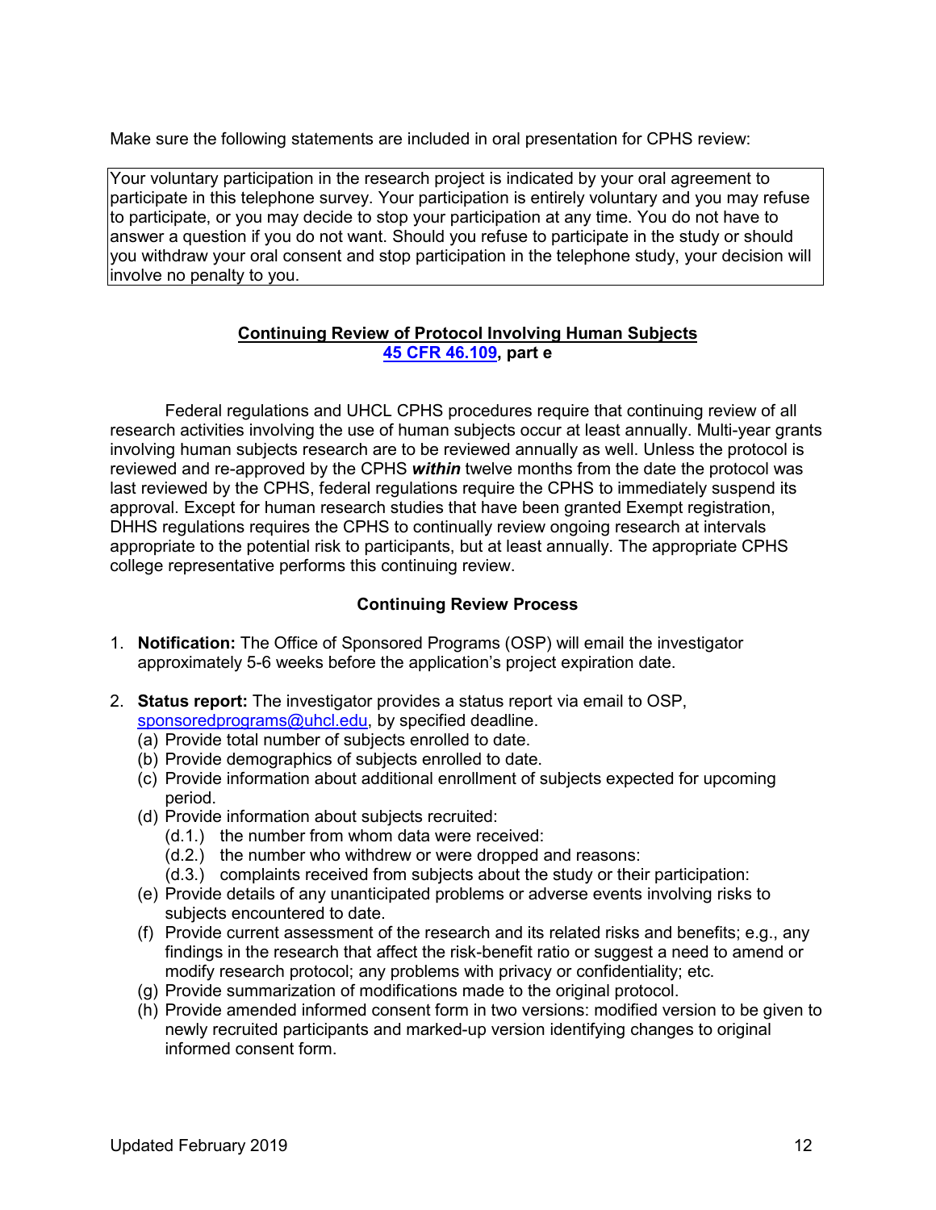Make sure the following statements are included in oral presentation for CPHS review:

> Your voluntary participation in the research project is indicated by your oral agreement to participate in this telephone survey. Your participation is entirely voluntary and you may refuse to participate, or you may decide to stop your participation at any time. You do not have to answer a question if you do not want. Should you refuse to participate in the study or should you withdraw your oral consent and stop participation in the telephone study, your decision will involve no penalty to you.

## Continuing Review of Protocol Involving Human Subjects

**45 CFR 46.109, part e**

Federal regulations and UHCL CPHS procedures require that continuing review of all research activities involving the use of human subjects occur at least annually. Multi-year grants involving human subjects research are to be reviewed annually as well. Unless the protocol is reviewed and re-approved by the CPHS ***within*** twelve months from the date the protocol was last reviewed by the CPHS, federal regulations require the CPHS to immediately suspend its approval. Except for human research studies that have been granted Exempt registration, DHHS regulations requires the CPHS to continually review ongoing research at intervals appropriate to the potential risk to participants, but at least annually. The appropriate CPHS college representative performs this continuing review.

### Continuing Review Process

1. **Notification:** The Office of Sponsored Programs (OSP) will email the investigator approximately 5-6 weeks before the application's project expiration date.

2. **Status report:** The investigator provides a status report via email to OSP, sponsoredprograms@uhcl.edu, by specified deadline.
   (a) Provide total number of subjects enrolled to date.
   (b) Provide demographics of subjects enrolled to date.
   (c) Provide information about additional enrollment of subjects expected for upcoming period.
   (d) Provide information about subjects recruited:
      (d.1.) the number from whom data were received:
      (d.2.) the number who withdrew or were dropped and reasons:
      (d.3.) complaints received from subjects about the study or their participation:
   (e) Provide details of any unanticipated problems or adverse events involving risks to subjects encountered to date.
   (f) Provide current assessment of the research and its related risks and benefits; e.g., any findings in the research that affect the risk-benefit ratio or suggest a need to amend or modify research protocol; any problems with privacy or confidentiality; etc.
   (g) Provide summarization of modifications made to the original protocol.
   (h) Provide amended informed consent form in two versions: modified version to be given to newly recruited participants and marked-up version identifying changes to original informed consent form.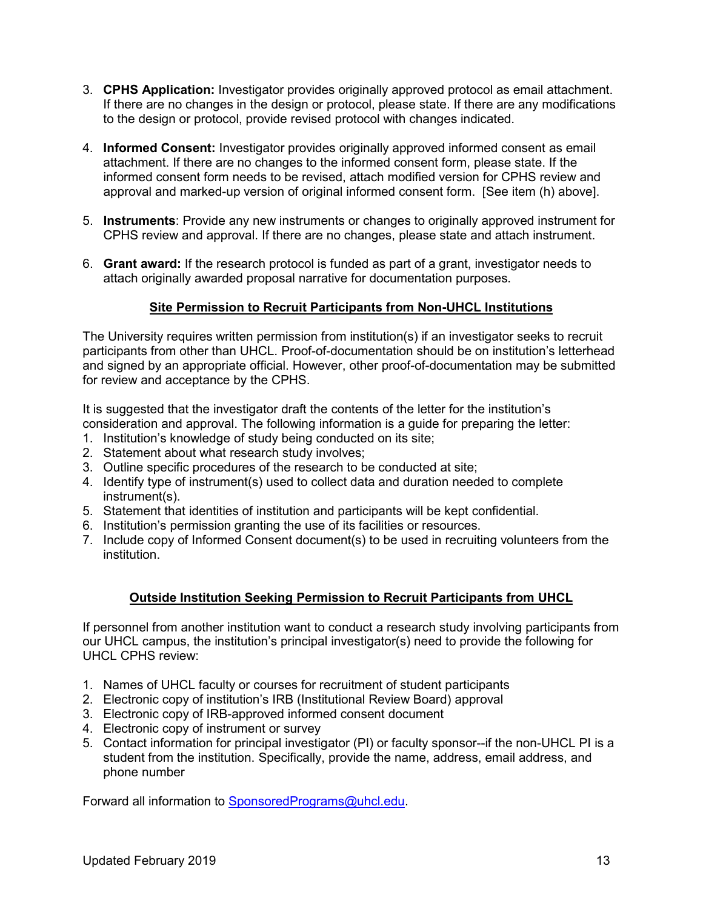3. **CPHS Application:** Investigator provides originally approved protocol as email attachment. If there are no changes in the design or protocol, please state. If there are any modifications to the design or protocol, provide revised protocol with changes indicated.

4. **Informed Consent:** Investigator provides originally approved informed consent as email attachment. If there are no changes to the informed consent form, please state. If the informed consent form needs to be revised, attach modified version for CPHS review and approval and marked-up version of original informed consent form. [See item (h) above].

5. **Instruments**: Provide any new instruments or changes to originally approved instrument for CPHS review and approval. If there are no changes, please state and attach instrument.

6. **Grant award:** If the research protocol is funded as part of a grant, investigator needs to attach originally awarded proposal narrative for documentation purposes.

## Site Permission to Recruit Participants from Non-UHCL Institutions

The University requires written permission from institution(s) if an investigator seeks to recruit participants from other than UHCL. Proof-of-documentation should be on institution's letterhead and signed by an appropriate official. However, other proof-of-documentation may be submitted for review and acceptance by the CPHS.

It is suggested that the investigator draft the contents of the letter for the institution's consideration and approval. The following information is a guide for preparing the letter:

1. Institution's knowledge of study being conducted on its site;
2. Statement about what research study involves;
3. Outline specific procedures of the research to be conducted at site;
4. Identify type of instrument(s) used to collect data and duration needed to complete instrument(s).
5. Statement that identities of institution and participants will be kept confidential.
6. Institution's permission granting the use of its facilities or resources.
7. Include copy of Informed Consent document(s) to be used in recruiting volunteers from the institution.

## Outside Institution Seeking Permission to Recruit Participants from UHCL

If personnel from another institution want to conduct a research study involving participants from our UHCL campus, the institution's principal investigator(s) need to provide the following for UHCL CPHS review:

1. Names of UHCL faculty or courses for recruitment of student participants
2. Electronic copy of institution's IRB (Institutional Review Board) approval
3. Electronic copy of IRB-approved informed consent document
4. Electronic copy of instrument or survey
5. Contact information for principal investigator (PI) or faculty sponsor--if the non-UHCL PI is a student from the institution. Specifically, provide the name, address, email address, and phone number

Forward all information to SponsoredPrograms@uhcl.edu.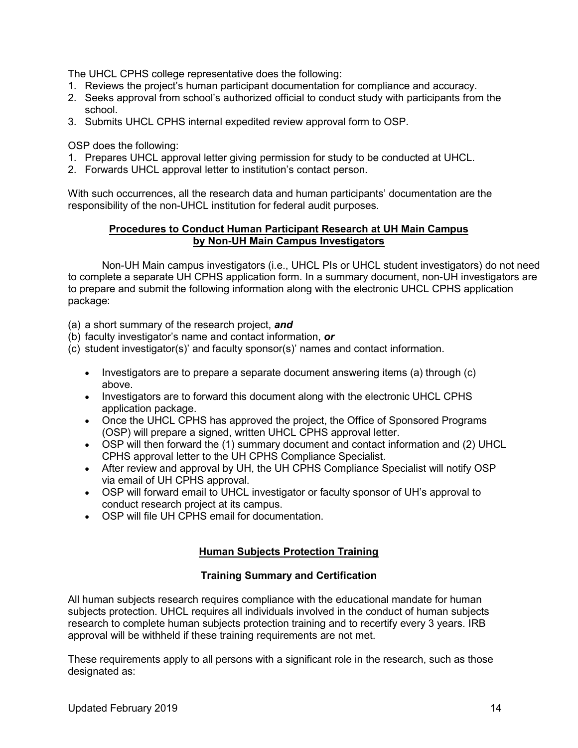The UHCL CPHS college representative does the following:

1. Reviews the project's human participant documentation for compliance and accuracy.
2. Seeks approval from school's authorized official to conduct study with participants from the school.
3. Submits UHCL CPHS internal expedited review approval form to OSP.

OSP does the following:

1. Prepares UHCL approval letter giving permission for study to be conducted at UHCL.
2. Forwards UHCL approval letter to institution's contact person.

With such occurrences, all the research data and human participants' documentation are the responsibility of the non-UHCL institution for federal audit purposes.

## Procedures to Conduct Human Participant Research at UH Main Campus by Non-UH Main Campus Investigators

Non-UH Main campus investigators (i.e., UHCL PIs or UHCL student investigators) do not need to complete a separate UH CPHS application form. In a summary document, non-UH investigators are to prepare and submit the following information along with the electronic UHCL CPHS application package:

(a) a short summary of the research project, ***and***
(b) faculty investigator's name and contact information, ***or***
(c) student investigator(s)' and faculty sponsor(s)' names and contact information.

- Investigators are to prepare a separate document answering items (a) through (c) above.
- Investigators are to forward this document along with the electronic UHCL CPHS application package.
- Once the UHCL CPHS has approved the project, the Office of Sponsored Programs (OSP) will prepare a signed, written UHCL CPHS approval letter.
- OSP will then forward the (1) summary document and contact information and (2) UHCL CPHS approval letter to the UH CPHS Compliance Specialist.
- After review and approval by UH, the UH CPHS Compliance Specialist will notify OSP via email of UH CPHS approval.
- OSP will forward email to UHCL investigator or faculty sponsor of UH's approval to conduct research project at its campus.
- OSP will file UH CPHS email for documentation.

## Human Subjects Protection Training

### Training Summary and Certification

All human subjects research requires compliance with the educational mandate for human subjects protection. UHCL requires all individuals involved in the conduct of human subjects research to complete human subjects protection training and to recertify every 3 years. IRB approval will be withheld if these training requirements are not met.

These requirements apply to all persons with a significant role in the research, such as those designated as: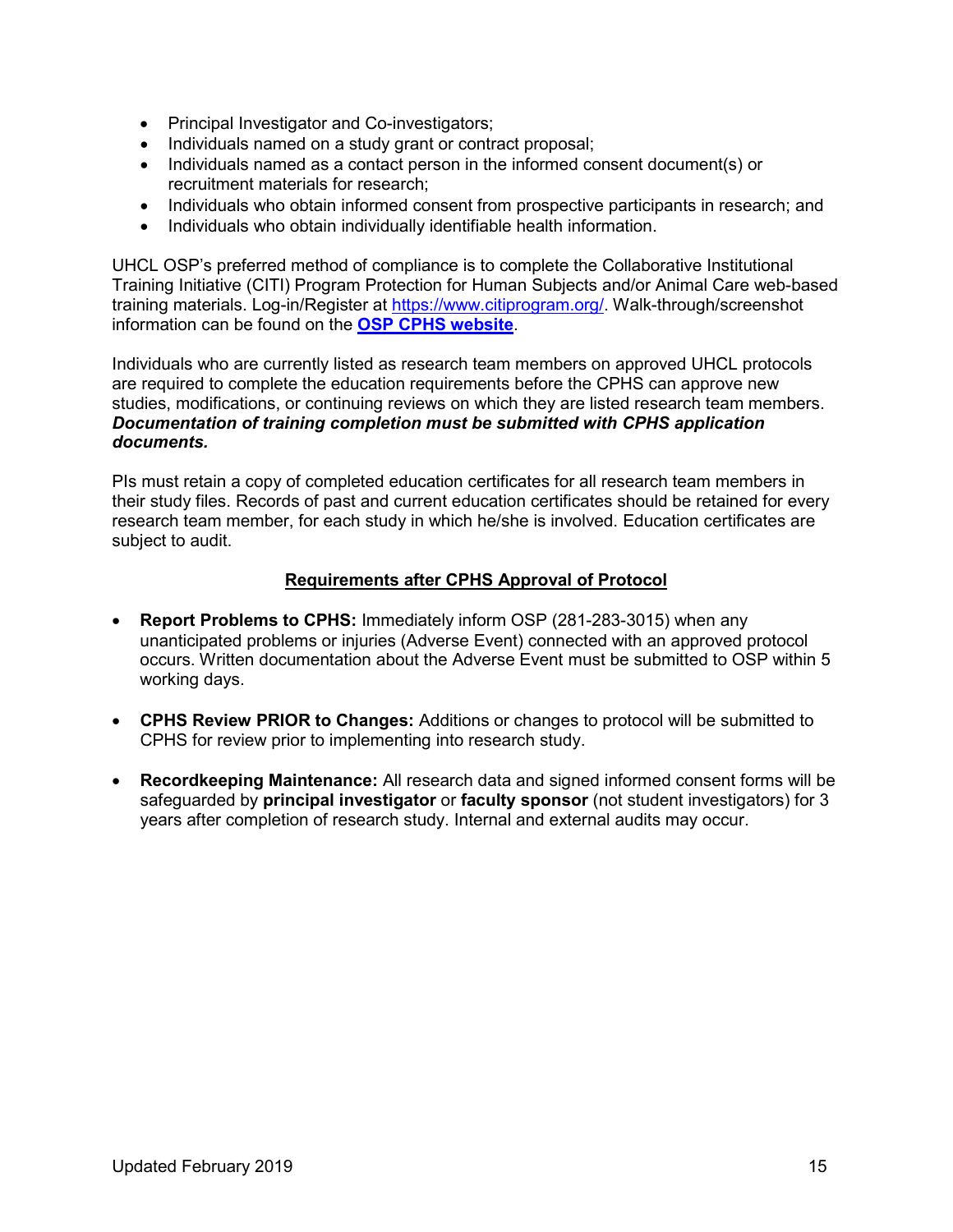- Principal Investigator and Co-investigators;
- Individuals named on a study grant or contract proposal;
- Individuals named as a contact person in the informed consent document(s) or recruitment materials for research;
- Individuals who obtain informed consent from prospective participants in research; and
- Individuals who obtain individually identifiable health information.

UHCL OSP's preferred method of compliance is to complete the Collaborative Institutional Training Initiative (CITI) Program Protection for Human Subjects and/or Animal Care web-based training materials. Log-in/Register at https://www.citiprogram.org/. Walk-through/screenshot information can be found on the **OSP CPHS website**.

Individuals who are currently listed as research team members on approved UHCL protocols are required to complete the education requirements before the CPHS can approve new studies, modifications, or continuing reviews on which they are listed research team members. ***Documentation of training completion must be submitted with CPHS application documents.***

PIs must retain a copy of completed education certificates for all research team members in their study files. Records of past and current education certificates should be retained for every research team member, for each study in which he/she is involved. Education certificates are subject to audit.

## Requirements after CPHS Approval of Protocol

- **Report Problems to CPHS:** Immediately inform OSP (281-283-3015) when any unanticipated problems or injuries (Adverse Event) connected with an approved protocol occurs. Written documentation about the Adverse Event must be submitted to OSP within 5 working days.

- **CPHS Review PRIOR to Changes:** Additions or changes to protocol will be submitted to CPHS for review prior to implementing into research study.

- **Recordkeeping Maintenance:** All research data and signed informed consent forms will be safeguarded by **principal investigator** or **faculty sponsor** (not student investigators) for 3 years after completion of research study. Internal and external audits may occur.

Updated February 2019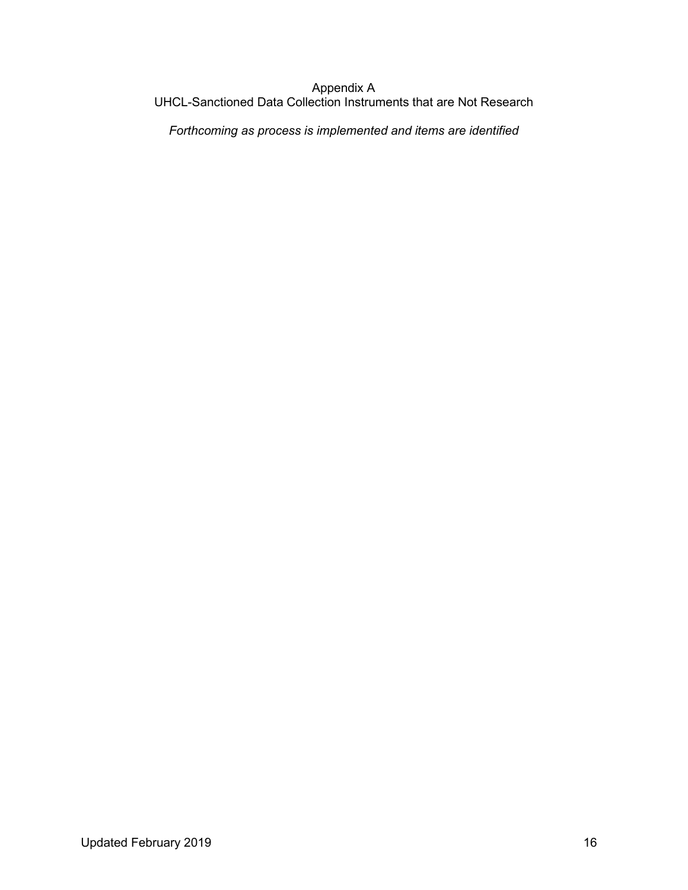# Appendix A
## UHCL-Sanctioned Data Collection Instruments that are Not Research

*Forthcoming as process is implemented and items are identified*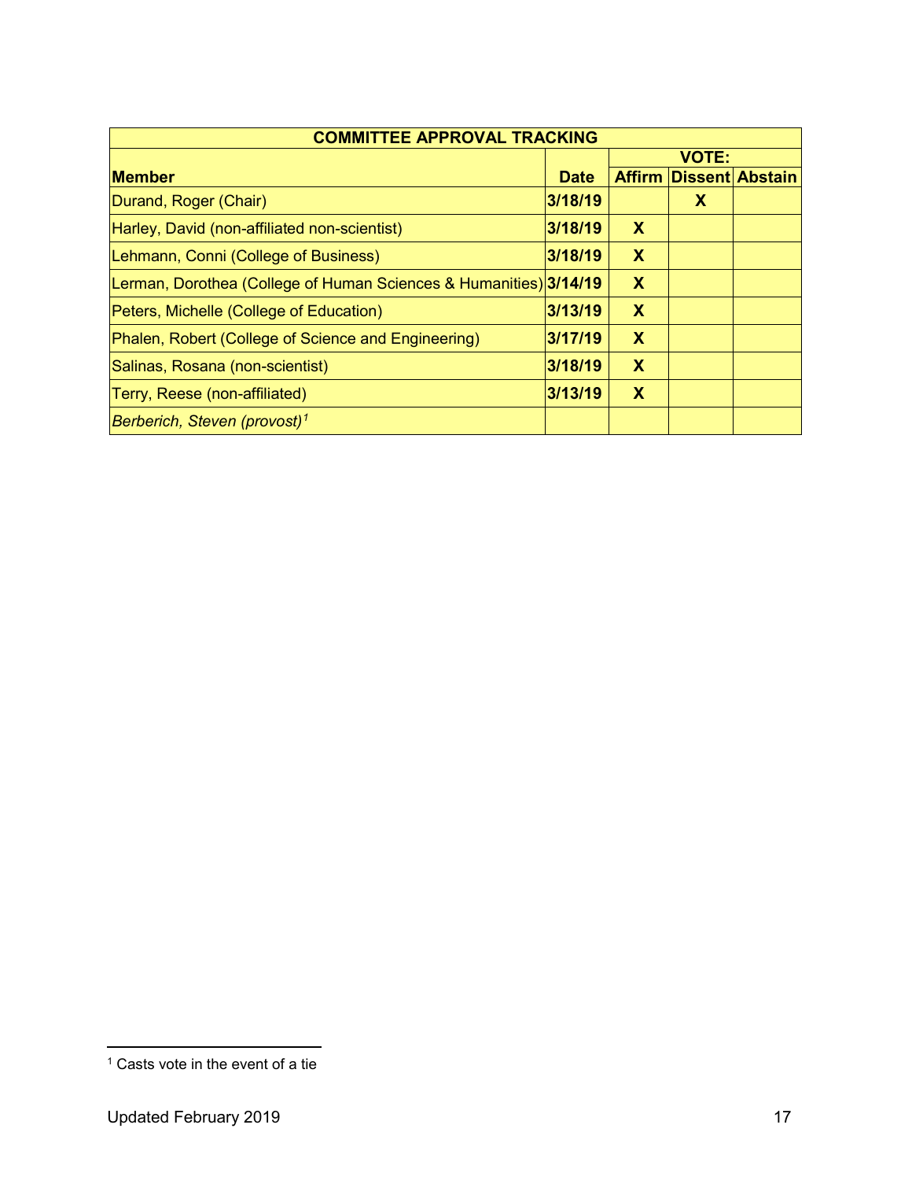| COMMITTEE APPROVAL TRACKING | | | | |
|---|---|---|---|---|
| | | VOTE: | | |
| **Member** | **Date** | **Affirm** | **Dissent** | **Abstain** |
| Durand, Roger (Chair) | **3/18/19** | | **X** | |
| Harley, David (non-affiliated non-scientist) | **3/18/19** | **X** | | |
| Lehmann, Conni (College of Business) | **3/18/19** | **X** | | |
| Lerman, Dorothea (College of Human Sciences & Humanities) | **3/14/19** | **X** | | |
| Peters, Michelle (College of Education) | **3/13/19** | **X** | | |
| Phalen, Robert (College of Science and Engineering) | **3/17/19** | **X** | | |
| Salinas, Rosana (non-scientist) | **3/18/19** | **X** | | |
| Terry, Reese (non-affiliated) | **3/13/19** | **X** | | |
| *Berberich, Steven (provost)*[1] | | | | |

[1] Casts vote in the event of a tie

Updated February 2019